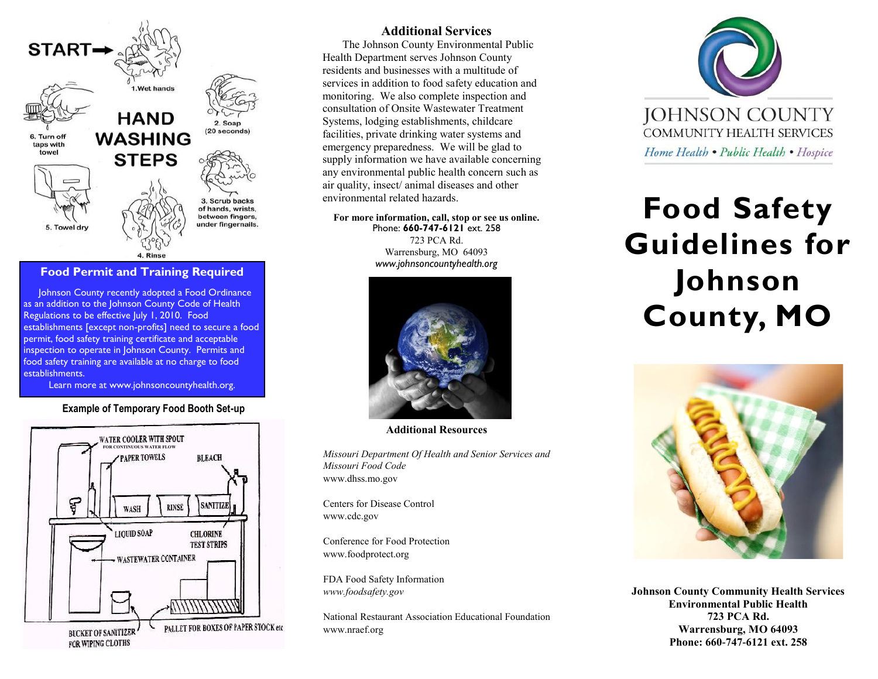START→

## HAND WASHING STEPS

1. Wet hands
2. Soap (20 seconds)
3. Scrub backs of hands, wrists, between fingers, under fingernails.
4. Rinse
5. Towel dry
6. Turn off taps with towel

### Food Permit and Training Required

Johnson County recently adopted a Food Ordinance as an addition to the Johnson County Code of Health Regulations to be effective July 1, 2010. Food establishments [except non-profits] need to secure a food permit, food safety training certificate and acceptable inspection to operate in Johnson County. Permits and food safety training are available at no charge to food establishments.

Learn more at www.johnsoncountyhealth.org.

**Example of Temporary Food Booth Set-up**

WATER COOLER WITH SPOUT FOR CONTINUOUS WATER FLOW

PAPER TOWELS

BLEACH

WASH

RINSE

SANITIZE

LIQUID SOAP

CHLORINE TEST STRIPS

WASTEWATER CONTAINER

BUCKET OF SANITIZER FOR WIPING CLOTHS

PALLET FOR BOXES OF PAPER STOCK etc

## Additional Services

The Johnson County Environmental Public Health Department serves Johnson County residents and businesses with a multitude of services in addition to food safety education and monitoring. We also complete inspection and consultation of Onsite Wastewater Treatment Systems, lodging establishments, childcare facilities, private drinking water systems and emergency preparedness. We will be glad to supply information we have available concerning any environmental public health concern such as air quality, insect/ animal diseases and other environmental related hazards.

**For more information, call, stop or see us online.**
Phone: **660-747-6121** ext. 258
723 PCA Rd.
Warrensburg, MO 64093
*www.johnsoncountyhealth.org*

**Additional Resources**

*Missouri Department Of Health and Senior Services and Missouri Food Code*
www.dhss.mo.gov

Centers for Disease Control
www.cdc.gov

Conference for Food Protection
www.foodprotect.org

FDA Food Safety Information
*www.foodsafety.gov*

National Restaurant Association Educational Foundation
www.nraef.org

JOHNSON COUNTY
COMMUNITY HEALTH SERVICES
*Home Health • Public Health • Hospice*

# Food Safety Guidelines for Johnson County, MO

**Johnson County Community Health Services**
**Environmental Public Health**
**723 PCA Rd.**
**Warrensburg, MO 64093**
**Phone: 660-747-6121 ext. 258**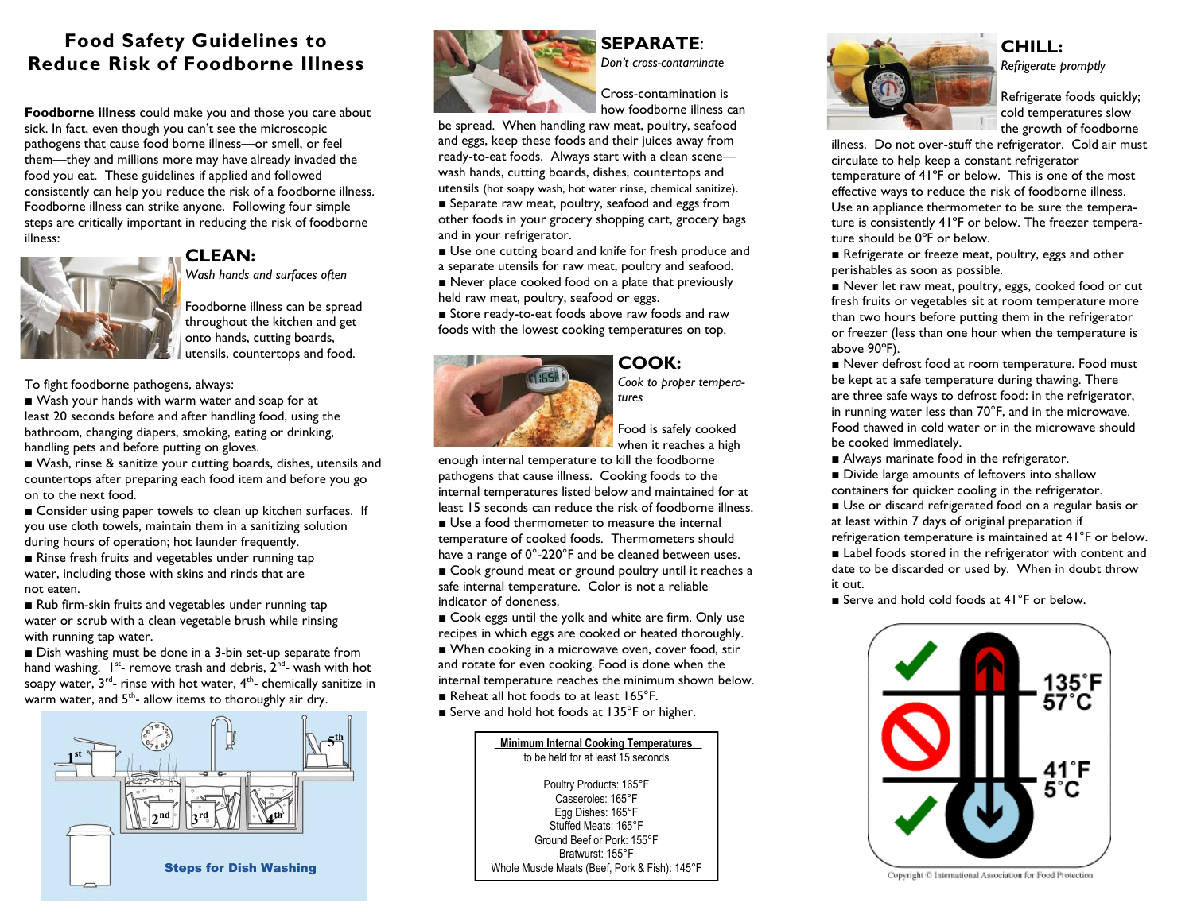# Food Safety Guidelines to Reduce Risk of Foodborne Illness

**Foodborne illness** could make you and those you care about sick. In fact, even though you can't see the microscopic pathogens that cause food borne illness—or smell, or feel them—they and millions more may have already invaded the food you eat. These guidelines if applied and followed consistently can help you reduce the risk of a foodborne illness. Foodborne illness can strike anyone. Following four simple steps are critically important in reducing the risk of foodborne illness:

## CLEAN:

*Wash hands and surfaces often*

Foodborne illness can be spread throughout the kitchen and get onto hands, cutting boards, utensils, countertops and food.

To fight foodborne pathogens, always:

- Wash your hands with warm water and soap for at least 20 seconds before and after handling food, using the bathroom, changing diapers, smoking, eating or drinking, handling pets and before putting on gloves.
- Wash, rinse & sanitize your cutting boards, dishes, utensils and countertops after preparing each food item and before you go on to the next food.
- Consider using paper towels to clean up kitchen surfaces. If you use cloth towels, maintain them in a sanitizing solution during hours of operation; hot launder frequently.
- Rinse fresh fruits and vegetables under running tap water, including those with skins and rinds that are not eaten.
- Rub firm-skin fruits and vegetables under running tap water or scrub with a clean vegetable brush while rinsing with running tap water.
- Dish washing must be done in a 3-bin set-up separate from hand washing. 1st- remove trash and debris, 2nd- wash with hot soapy water, 3rd- rinse with hot water, 4th- chemically sanitize in warm water, and 5th- allow items to thoroughly air dry.

1st
2nd
3rd
4th
5th
Steps for Dish Washing

## SEPARATE:

*Don't cross-contaminate*

Cross-contamination is how foodborne illness can be spread. When handling raw meat, poultry, seafood and eggs, keep these foods and their juices away from ready-to-eat foods. Always start with a clean scene—wash hands, cutting boards, dishes, countertops and utensils (hot soapy wash, hot water rinse, chemical sanitize).

- Separate raw meat, poultry, seafood and eggs from other foods in your grocery shopping cart, grocery bags and in your refrigerator.
- Use one cutting board and knife for fresh produce and a separate utensils for raw meat, poultry and seafood.
- Never place cooked food on a plate that previously held raw meat, poultry, seafood or eggs.
- Store ready-to-eat foods above raw foods and raw foods with the lowest cooking temperatures on top.

## COOK:

*Cook to proper temperatures*

Food is safely cooked when it reaches a high enough internal temperature to kill the foodborne pathogens that cause illness. Cooking foods to the internal temperatures listed below and maintained for at least 15 seconds can reduce the risk of foodborne illness.

- Use a food thermometer to measure the internal temperature of cooked foods. Thermometers should have a range of 0°-220°F and be cleaned between uses.
- Cook ground meat or ground poultry until it reaches a safe internal temperature. Color is not a reliable indicator of doneness.
- Cook eggs until the yolk and white are firm. Only use recipes in which eggs are cooked or heated thoroughly.
- When cooking in a microwave oven, cover food, stir and rotate for even cooking. Food is done when the internal temperature reaches the minimum shown below.
- Reheat all hot foods to at least 165°F.
- Serve and hold hot foods at 135°F or higher.

**Minimum Internal Cooking Temperatures**
to be held for at least 15 seconds

Poultry Products: 165°F
Casseroles: 165°F
Egg Dishes: 165°F
Stuffed Meats: 165°F
Ground Beef or Pork: 155°F
Bratwurst: 155°F
Whole Muscle Meats (Beef, Pork & Fish): 145°F

## CHILL:

*Refrigerate promptly*

Refrigerate foods quickly; cold temperatures slow the growth of foodborne illness. Do not over-stuff the refrigerator. Cold air must circulate to help keep a constant refrigerator temperature of 41°F or below. This is one of the most effective ways to reduce the risk of foodborne illness. Use an appliance thermometer to be sure the temperature is consistently 41°F or below. The freezer temperature should be 0°F or below.

- Refrigerate or freeze meat, poultry, eggs and other perishables as soon as possible.
- Never let raw meat, poultry, eggs, cooked food or cut fresh fruits or vegetables sit at room temperature more than two hours before putting them in the refrigerator or freezer (less than one hour when the temperature is above 90°F).
- Never defrost food at room temperature. Food must be kept at a safe temperature during thawing. There are three safe ways to defrost food: in the refrigerator, in running water less than 70°F, and in the microwave. Food thawed in cold water or in the microwave should be cooked immediately.
- Always marinate food in the refrigerator.
- Divide large amounts of leftovers into shallow containers for quicker cooling in the refrigerator.
- Use or discard refrigerated food on a regular basis or at least within 7 days of original preparation if refrigeration temperature is maintained at 41°F or below.
- Label foods stored in the refrigerator with content and date to be discarded or used by. When in doubt throw it out.
- Serve and hold cold foods at 41°F or below.

135°F
57°C
41°F
5°C

Copyright © International Association for Food Protection